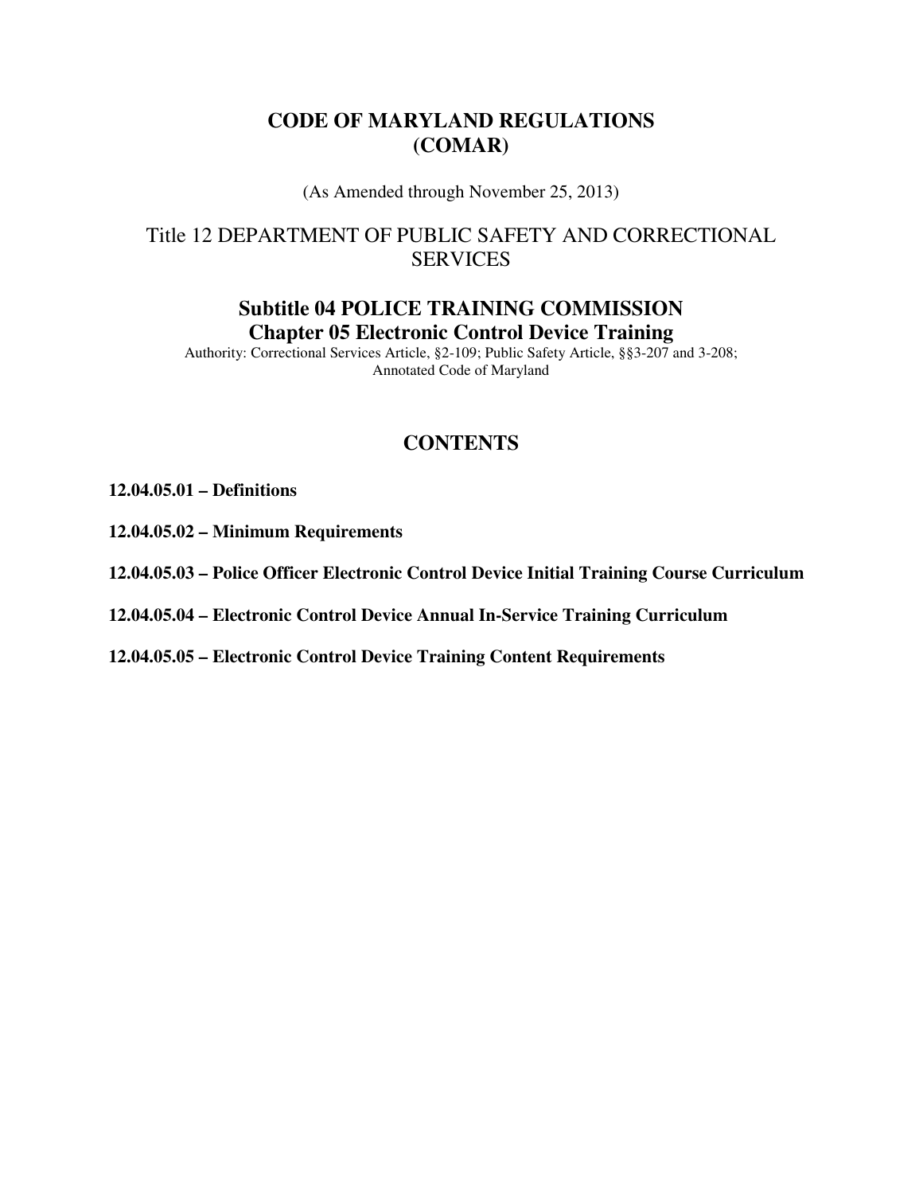# CODE OF MARYLAND REGULATIONS (COMAR)

(As Amended through November 25, 2013)

## Title 12 DEPARTMENT OF PUBLIC SAFETY AND CORRECTIONAL SERVICES

## Subtitle 04 POLICE TRAINING COMMISSION
## Chapter 05 Electronic Control Device Training

Authority: Correctional Services Article, §2-109; Public Safety Article, §§3-207 and 3-208; Annotated Code of Maryland

## CONTENTS

**12.04.05.01 – Definitions**

**12.04.05.02 – Minimum Requirements**

**12.04.05.03 – Police Officer Electronic Control Device Initial Training Course Curriculum**

**12.04.05.04 – Electronic Control Device Annual In-Service Training Curriculum**

**12.04.05.05 – Electronic Control Device Training Content Requirements**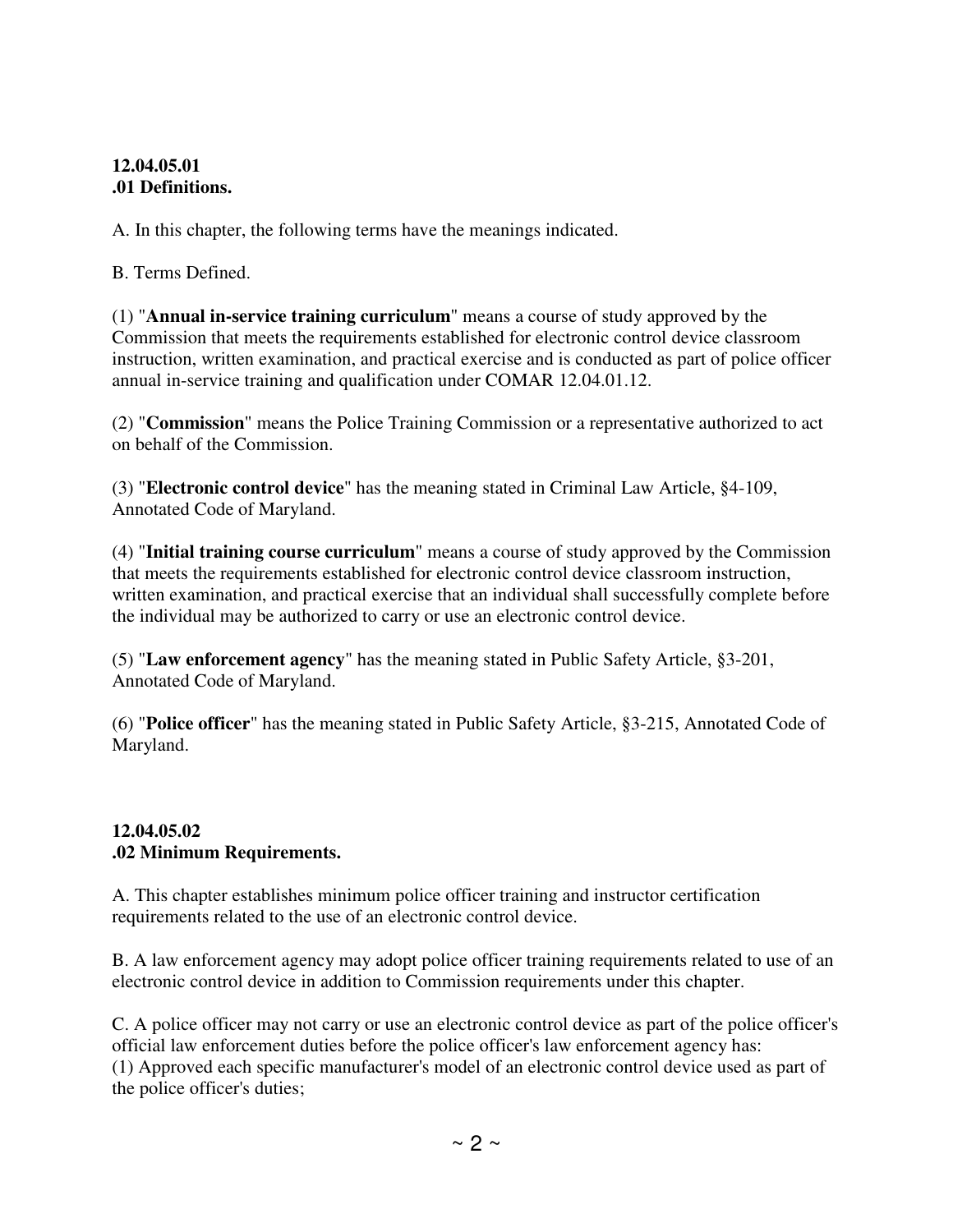**12.04.05.01**
**.01 Definitions.**

A. In this chapter, the following terms have the meanings indicated.

B. Terms Defined.

(1) "**Annual in-service training curriculum**" means a course of study approved by the Commission that meets the requirements established for electronic control device classroom instruction, written examination, and practical exercise and is conducted as part of police officer annual in-service training and qualification under COMAR 12.04.01.12.

(2) "**Commission**" means the Police Training Commission or a representative authorized to act on behalf of the Commission.

(3) "**Electronic control device**" has the meaning stated in Criminal Law Article, §4-109, Annotated Code of Maryland.

(4) "**Initial training course curriculum**" means a course of study approved by the Commission that meets the requirements established for electronic control device classroom instruction, written examination, and practical exercise that an individual shall successfully complete before the individual may be authorized to carry or use an electronic control device.

(5) "**Law enforcement agency**" has the meaning stated in Public Safety Article, §3-201, Annotated Code of Maryland.

(6) "**Police officer**" has the meaning stated in Public Safety Article, §3-215, Annotated Code of Maryland.

**12.04.05.02**
**.02 Minimum Requirements.**

A. This chapter establishes minimum police officer training and instructor certification requirements related to the use of an electronic control device.

B. A law enforcement agency may adopt police officer training requirements related to use of an electronic control device in addition to Commission requirements under this chapter.

C. A police officer may not carry or use an electronic control device as part of the police officer's official law enforcement duties before the police officer's law enforcement agency has:
(1) Approved each specific manufacturer's model of an electronic control device used as part of the police officer's duties;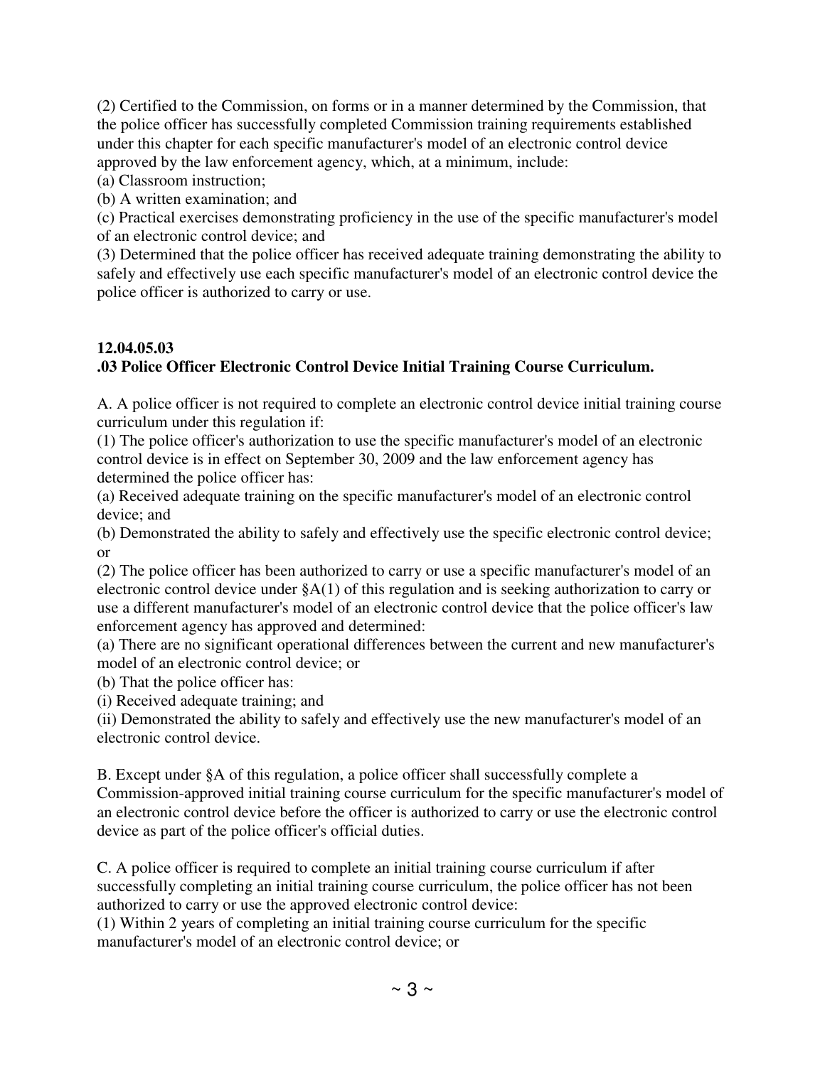(2) Certified to the Commission, on forms or in a manner determined by the Commission, that the police officer has successfully completed Commission training requirements established under this chapter for each specific manufacturer's model of an electronic control device approved by the law enforcement agency, which, at a minimum, include:
(a) Classroom instruction;
(b) A written examination; and
(c) Practical exercises demonstrating proficiency in the use of the specific manufacturer's model of an electronic control device; and
(3) Determined that the police officer has received adequate training demonstrating the ability to safely and effectively use each specific manufacturer's model of an electronic control device the police officer is authorized to carry or use.

**12.04.05.03**
**.03 Police Officer Electronic Control Device Initial Training Course Curriculum.**

A. A police officer is not required to complete an electronic control device initial training course curriculum under this regulation if:
(1) The police officer's authorization to use the specific manufacturer's model of an electronic control device is in effect on September 30, 2009 and the law enforcement agency has determined the police officer has:
(a) Received adequate training on the specific manufacturer's model of an electronic control device; and
(b) Demonstrated the ability to safely and effectively use the specific electronic control device; or
(2) The police officer has been authorized to carry or use a specific manufacturer's model of an electronic control device under §A(1) of this regulation and is seeking authorization to carry or use a different manufacturer's model of an electronic control device that the police officer's law enforcement agency has approved and determined:
(a) There are no significant operational differences between the current and new manufacturer's model of an electronic control device; or
(b) That the police officer has:
(i) Received adequate training; and
(ii) Demonstrated the ability to safely and effectively use the new manufacturer's model of an electronic control device.

B. Except under §A of this regulation, a police officer shall successfully complete a Commission-approved initial training course curriculum for the specific manufacturer's model of an electronic control device before the officer is authorized to carry or use the electronic control device as part of the police officer's official duties.

C. A police officer is required to complete an initial training course curriculum if after successfully completing an initial training course curriculum, the police officer has not been authorized to carry or use the approved electronic control device:
(1) Within 2 years of completing an initial training course curriculum for the specific manufacturer's model of an electronic control device; or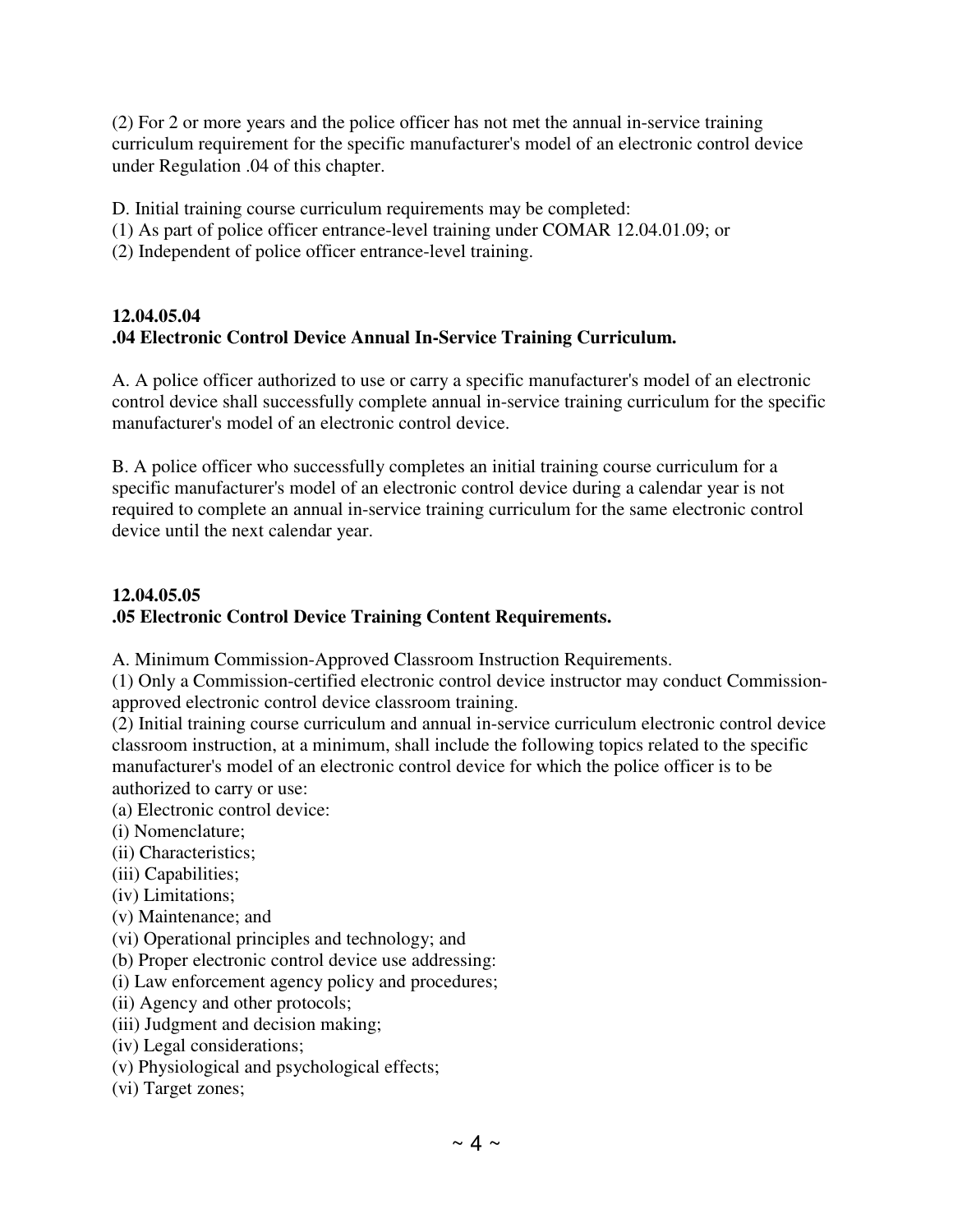(2) For 2 or more years and the police officer has not met the annual in-service training curriculum requirement for the specific manufacturer's model of an electronic control device under Regulation .04 of this chapter.

D. Initial training course curriculum requirements may be completed:
(1) As part of police officer entrance-level training under COMAR 12.04.01.09; or
(2) Independent of police officer entrance-level training.

**12.04.05.04**
**.04 Electronic Control Device Annual In-Service Training Curriculum.**

A. A police officer authorized to use or carry a specific manufacturer's model of an electronic control device shall successfully complete annual in-service training curriculum for the specific manufacturer's model of an electronic control device.

B. A police officer who successfully completes an initial training course curriculum for a specific manufacturer's model of an electronic control device during a calendar year is not required to complete an annual in-service training curriculum for the same electronic control device until the next calendar year.

**12.04.05.05**
**.05 Electronic Control Device Training Content Requirements.**

A. Minimum Commission-Approved Classroom Instruction Requirements.
(1) Only a Commission-certified electronic control device instructor may conduct Commission-approved electronic control device classroom training.
(2) Initial training course curriculum and annual in-service curriculum electronic control device classroom instruction, at a minimum, shall include the following topics related to the specific manufacturer's model of an electronic control device for which the police officer is to be authorized to carry or use:
(a) Electronic control device:
(i) Nomenclature;
(ii) Characteristics;
(iii) Capabilities;
(iv) Limitations;
(v) Maintenance; and
(vi) Operational principles and technology; and
(b) Proper electronic control device use addressing:
(i) Law enforcement agency policy and procedures;
(ii) Agency and other protocols;
(iii) Judgment and decision making;
(iv) Legal considerations;
(v) Physiological and psychological effects;
(vi) Target zones;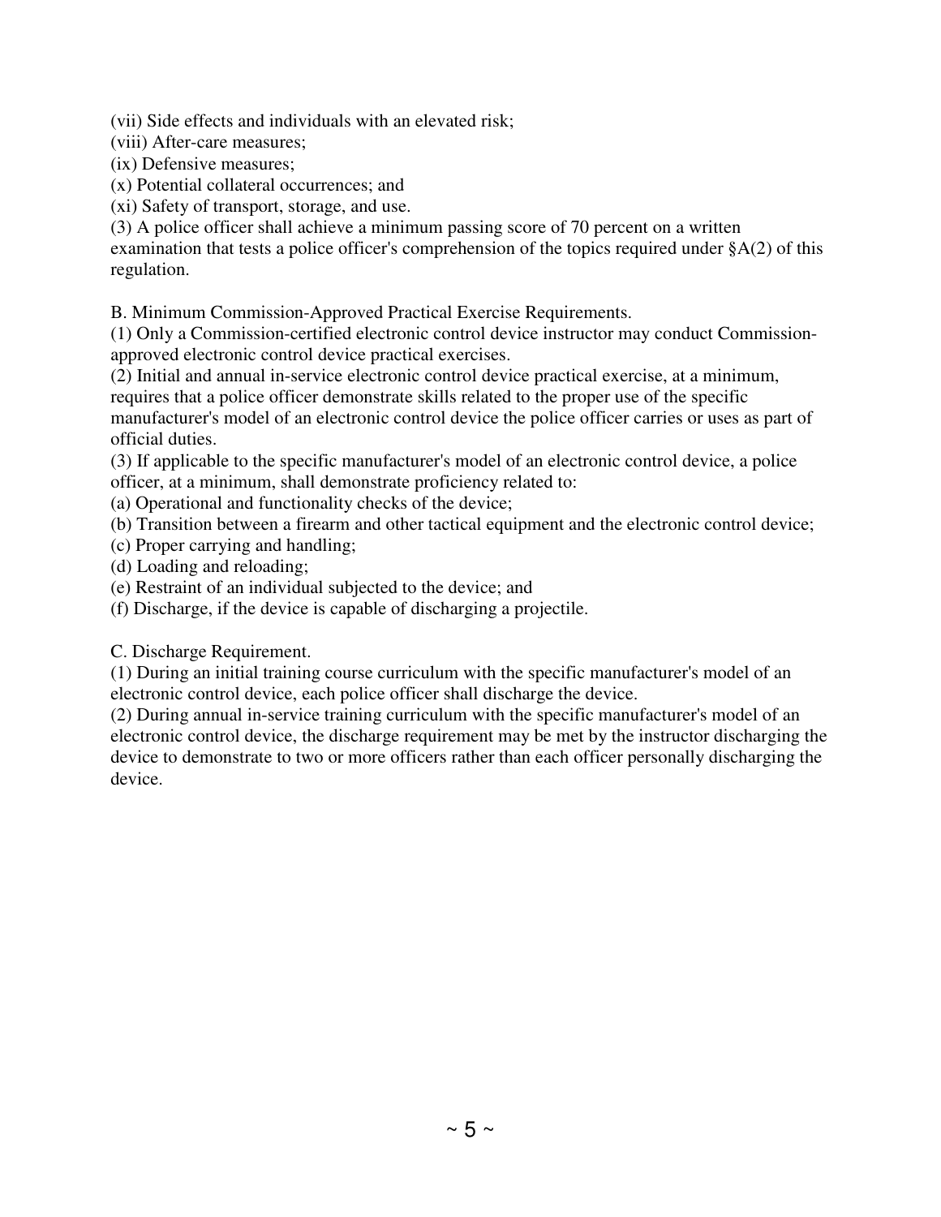(vii) Side effects and individuals with an elevated risk;
(viii) After-care measures;
(ix) Defensive measures;
(x) Potential collateral occurrences; and
(xi) Safety of transport, storage, and use.
(3) A police officer shall achieve a minimum passing score of 70 percent on a written examination that tests a police officer's comprehension of the topics required under §A(2) of this regulation.

B. Minimum Commission-Approved Practical Exercise Requirements.
(1) Only a Commission-certified electronic control device instructor may conduct Commission-approved electronic control device practical exercises.
(2) Initial and annual in-service electronic control device practical exercise, at a minimum, requires that a police officer demonstrate skills related to the proper use of the specific manufacturer's model of an electronic control device the police officer carries or uses as part of official duties.
(3) If applicable to the specific manufacturer's model of an electronic control device, a police officer, at a minimum, shall demonstrate proficiency related to:
(a) Operational and functionality checks of the device;
(b) Transition between a firearm and other tactical equipment and the electronic control device;
(c) Proper carrying and handling;
(d) Loading and reloading;
(e) Restraint of an individual subjected to the device; and
(f) Discharge, if the device is capable of discharging a projectile.

C. Discharge Requirement.
(1) During an initial training course curriculum with the specific manufacturer's model of an electronic control device, each police officer shall discharge the device.
(2) During annual in-service training curriculum with the specific manufacturer's model of an electronic control device, the discharge requirement may be met by the instructor discharging the device to demonstrate to two or more officers rather than each officer personally discharging the device.